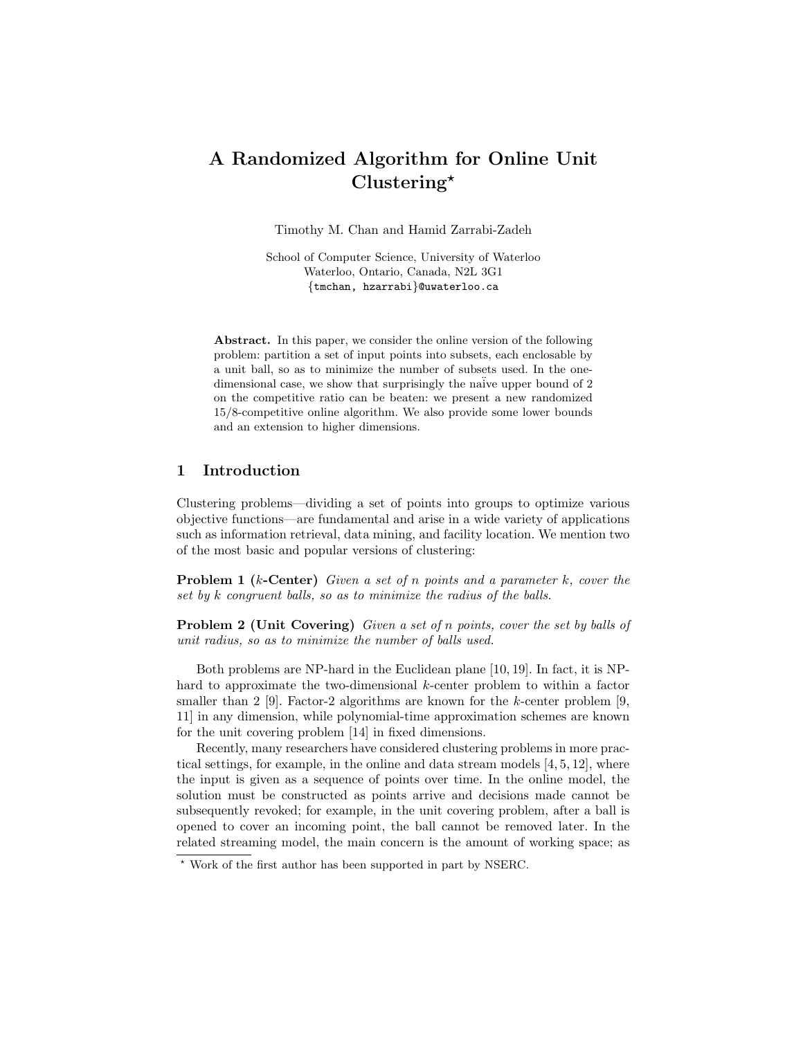# A Randomized Algorithm for Online Unit Clustering*

Timothy M. Chan and Hamid Zarrabi-Zadeh

School of Computer Science, University of Waterloo
Waterloo, Ontario, Canada, N2L 3G1
{tmchan, hzarrabi}@uwaterloo.ca

**Abstract.** In this paper, we consider the online version of the following problem: partition a set of input points into subsets, each enclosable by a unit ball, so as to minimize the number of subsets used. In the one-dimensional case, we show that surprisingly the naïve upper bound of 2 on the competitive ratio can be beaten: we present a new randomized 15/8-competitive online algorithm. We also provide some lower bounds and an extension to higher dimensions.

## 1 Introduction

Clustering problems—dividing a set of points into groups to optimize various objective functions—are fundamental and arise in a wide variety of applications such as information retrieval, data mining, and facility location. We mention two of the most basic and popular versions of clustering:

**Problem 1 ($k$-Center)** *Given a set of $n$ points and a parameter $k$, cover the set by $k$ congruent balls, so as to minimize the radius of the balls.*

**Problem 2 (Unit Covering)** *Given a set of $n$ points, cover the set by balls of unit radius, so as to minimize the number of balls used.*

Both problems are NP-hard in the Euclidean plane [10, 19]. In fact, it is NP-hard to approximate the two-dimensional $k$-center problem to within a factor smaller than 2 [9]. Factor-2 algorithms are known for the $k$-center problem [9, 11] in any dimension, while polynomial-time approximation schemes are known for the unit covering problem [14] in fixed dimensions.

Recently, many researchers have considered clustering problems in more practical settings, for example, in the online and data stream models [4, 5, 12], where the input is given as a sequence of points over time. In the online model, the solution must be constructed as points arrive and decisions made cannot be subsequently revoked; for example, in the unit covering problem, after a ball is opened to cover an incoming point, the ball cannot be removed later. In the related streaming model, the main concern is the amount of working space; as

* Work of the first author has been supported in part by NSERC.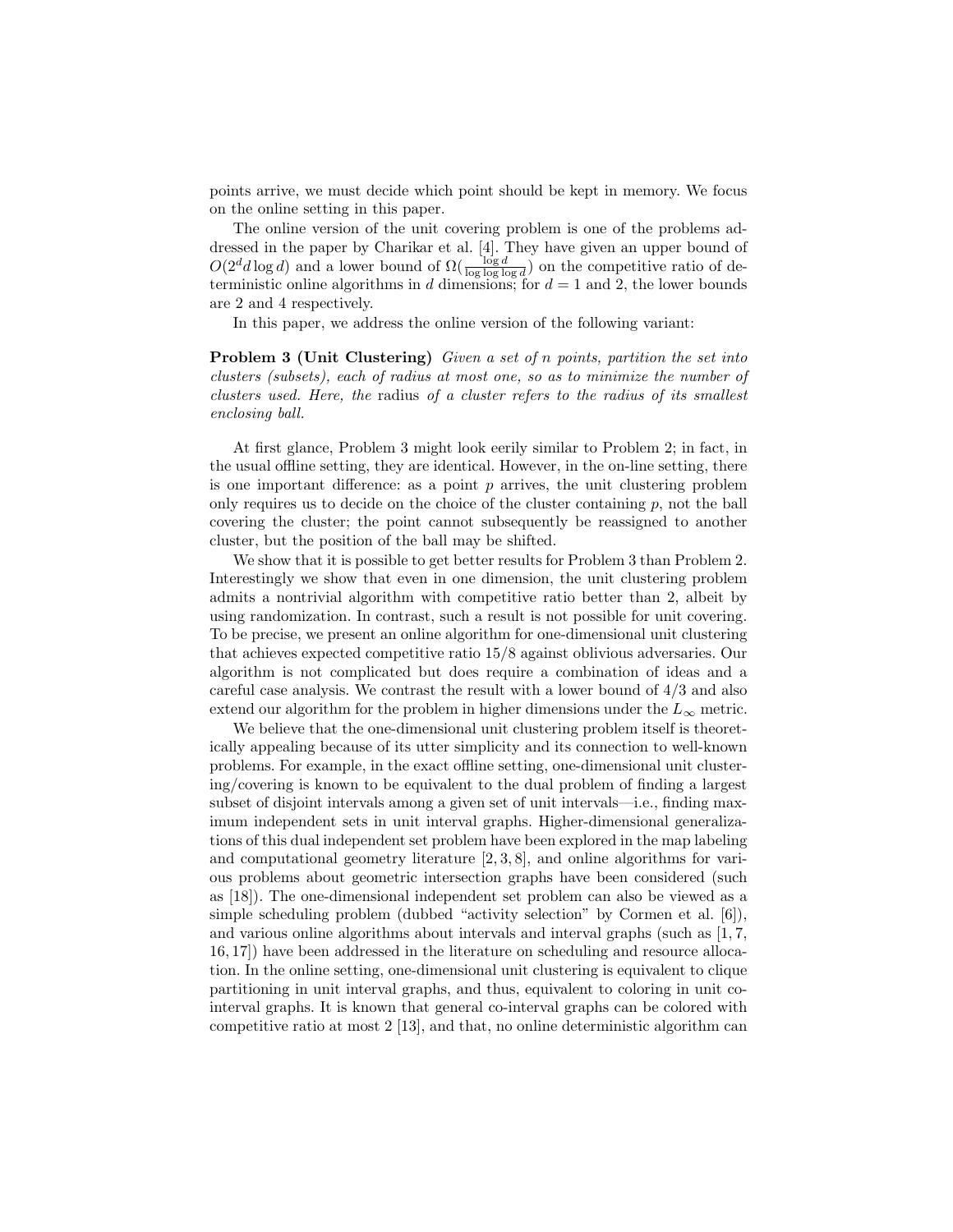points arrive, we must decide which point should be kept in memory. We focus on the online setting in this paper.

The online version of the unit covering problem is one of the problems addressed in the paper by Charikar et al. [4]. They have given an upper bound of $O(2^d d \log d)$ and a lower bound of $\Omega(\frac{\log d}{\log \log \log d})$ on the competitive ratio of deterministic online algorithms in $d$ dimensions; for $d = 1$ and 2, the lower bounds are 2 and 4 respectively.

In this paper, we address the online version of the following variant:

**Problem 3 (Unit Clustering)** *Given a set of $n$ points, partition the set into clusters (subsets), each of radius at most one, so as to minimize the number of clusters used. Here, the* radius *of a cluster refers to the radius of its smallest enclosing ball.*

At first glance, Problem 3 might look eerily similar to Problem 2; in fact, in the usual offline setting, they are identical. However, in the on-line setting, there is one important difference: as a point $p$ arrives, the unit clustering problem only requires us to decide on the choice of the cluster containing $p$, not the ball covering the cluster; the point cannot subsequently be reassigned to another cluster, but the position of the ball may be shifted.

We show that it is possible to get better results for Problem 3 than Problem 2. Interestingly we show that even in one dimension, the unit clustering problem admits a nontrivial algorithm with competitive ratio better than 2, albeit by using randomization. In contrast, such a result is not possible for unit covering. To be precise, we present an online algorithm for one-dimensional unit clustering that achieves expected competitive ratio 15/8 against oblivious adversaries. Our algorithm is not complicated but does require a combination of ideas and a careful case analysis. We contrast the result with a lower bound of 4/3 and also extend our algorithm for the problem in higher dimensions under the $L_\infty$ metric.

We believe that the one-dimensional unit clustering problem itself is theoretically appealing because of its utter simplicity and its connection to well-known problems. For example, in the exact offline setting, one-dimensional unit clustering/covering is known to be equivalent to the dual problem of finding a largest subset of disjoint intervals among a given set of unit intervals—i.e., finding maximum independent sets in unit interval graphs. Higher-dimensional generalizations of this dual independent set problem have been explored in the map labeling and computational geometry literature [2, 3, 8], and online algorithms for various problems about geometric intersection graphs have been considered (such as [18]). The one-dimensional independent set problem can also be viewed as a simple scheduling problem (dubbed "activity selection" by Cormen et al. [6]), and various online algorithms about intervals and interval graphs (such as [1, 7, 16, 17]) have been addressed in the literature on scheduling and resource allocation. In the online setting, one-dimensional unit clustering is equivalent to clique partitioning in unit interval graphs, and thus, equivalent to coloring in unit co-interval graphs. It is known that general co-interval graphs can be colored with competitive ratio at most 2 [13], and that, no online deterministic algorithm can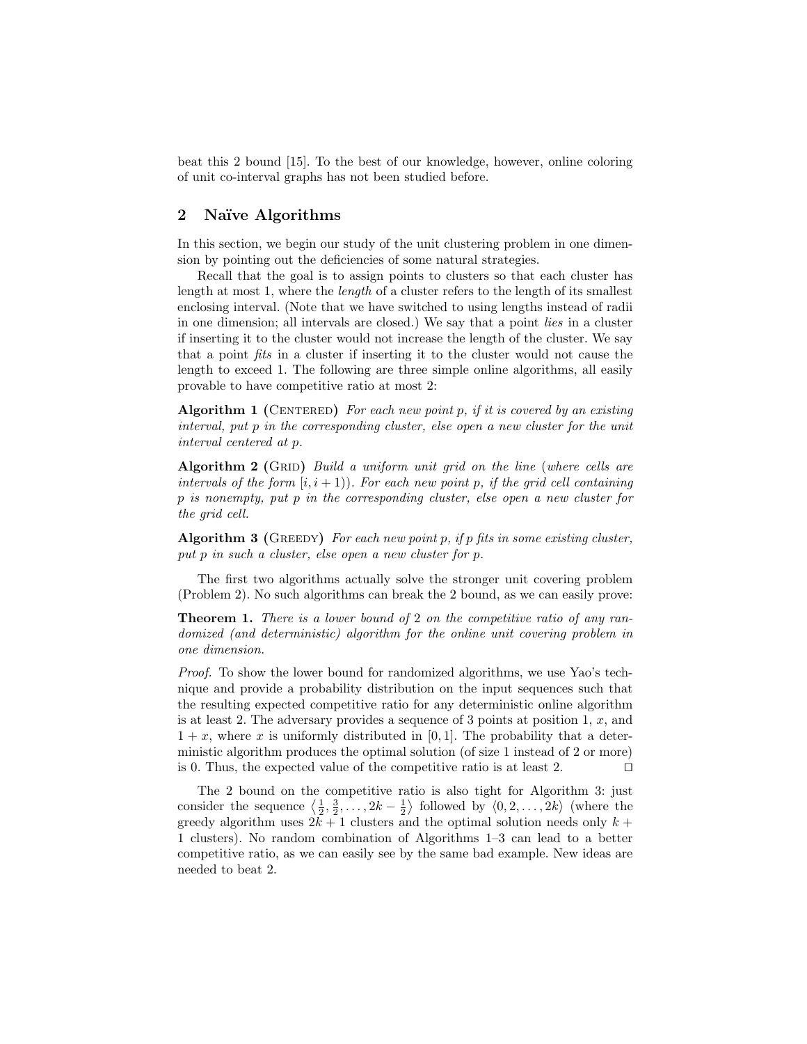beat this 2 bound [15]. To the best of our knowledge, however, online coloring of unit co-interval graphs has not been studied before.

## 2 Naïve Algorithms

In this section, we begin our study of the unit clustering problem in one dimension by pointing out the deficiencies of some natural strategies.

Recall that the goal is to assign points to clusters so that each cluster has length at most 1, where the *length* of a cluster refers to the length of its smallest enclosing interval. (Note that we have switched to using lengths instead of radii in one dimension; all intervals are closed.) We say that a point *lies* in a cluster if inserting it to the cluster would not increase the length of the cluster. We say that a point *fits* in a cluster if inserting it to the cluster would not cause the length to exceed 1. The following are three simple online algorithms, all easily provable to have competitive ratio at most 2:

**Algorithm 1 (Centered)** *For each new point $p$, if it is covered by an existing interval, put $p$ in the corresponding cluster, else open a new cluster for the unit interval centered at $p$.*

**Algorithm 2 (Grid)** *Build a uniform unit grid on the line (where cells are intervals of the form $[i, i+1)$). For each new point $p$, if the grid cell containing $p$ is nonempty, put $p$ in the corresponding cluster, else open a new cluster for the grid cell.*

**Algorithm 3 (Greedy)** *For each new point $p$, if $p$ fits in some existing cluster, put $p$ in such a cluster, else open a new cluster for $p$.*

The first two algorithms actually solve the stronger unit covering problem (Problem 2). No such algorithms can break the 2 bound, as we can easily prove:

**Theorem 1.** *There is a lower bound of 2 on the competitive ratio of any randomized (and deterministic) algorithm for the online unit covering problem in one dimension.*

*Proof.* To show the lower bound for randomized algorithms, we use Yao's technique and provide a probability distribution on the input sequences such that the resulting expected competitive ratio for any deterministic online algorithm is at least 2. The adversary provides a sequence of 3 points at position 1, $x$, and $1+x$, where $x$ is uniformly distributed in $[0, 1]$. The probability that a deterministic algorithm produces the optimal solution (of size 1 instead of 2 or more) is 0. Thus, the expected value of the competitive ratio is at least 2. ◻

The 2 bound on the competitive ratio is also tight for Algorithm 3: just consider the sequence $\left\langle \frac{1}{2}, \frac{3}{2}, \ldots, 2k - \frac{1}{2} \right\rangle$ followed by $\langle 0, 2, \ldots, 2k \rangle$ (where the greedy algorithm uses $2k+1$ clusters and the optimal solution needs only $k+1$ clusters). No random combination of Algorithms 1–3 can lead to a better competitive ratio, as we can easily see by the same bad example. New ideas are needed to beat 2.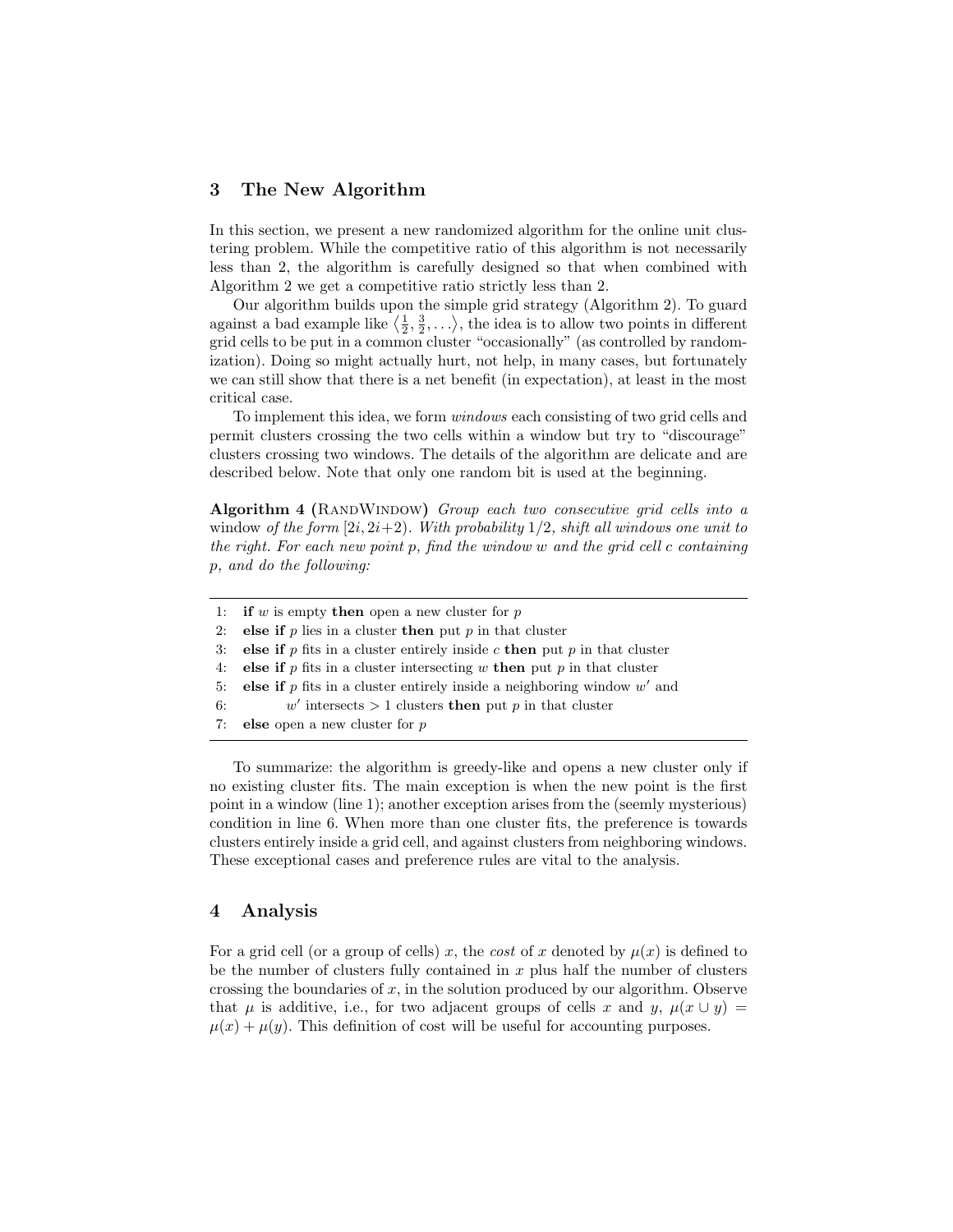## 3 The New Algorithm

In this section, we present a new randomized algorithm for the online unit clustering problem. While the competitive ratio of this algorithm is not necessarily less than 2, the algorithm is carefully designed so that when combined with Algorithm 2 we get a competitive ratio strictly less than 2.

Our algorithm builds upon the simple grid strategy (Algorithm 2). To guard against a bad example like $\langle \frac{1}{2}, \frac{3}{2}, \ldots \rangle$, the idea is to allow two points in different grid cells to be put in a common cluster "occasionally" (as controlled by randomization). Doing so might actually hurt, not help, in many cases, but fortunately we can still show that there is a net benefit (in expectation), at least in the most critical case.

To implement this idea, we form *windows* each consisting of two grid cells and permit clusters crossing the two cells within a window but try to "discourage" clusters crossing two windows. The details of the algorithm are delicate and are described below. Note that only one random bit is used at the beginning.

**Algorithm 4 (RandWindow)** *Group each two consecutive grid cells into a* window *of the form $[2i, 2i+2)$. With probability $1/2$, shift all windows one unit to the right. For each new point $p$, find the window $w$ and the grid cell $c$ containing $p$, and do the following:*

```
1:  if w is empty then open a new cluster for p
2:  else if p lies in a cluster then put p in that cluster
3:  else if p fits in a cluster entirely inside c then put p in that cluster
4:  else if p fits in a cluster intersecting w then put p in that cluster
5:  else if p fits in a cluster entirely inside a neighboring window w' and
6:        w' intersects > 1 clusters then put p in that cluster
7:  else open a new cluster for p
```

To summarize: the algorithm is greedy-like and opens a new cluster only if no existing cluster fits. The main exception is when the new point is the first point in a window (line 1); another exception arises from the (seemly mysterious) condition in line 6. When more than one cluster fits, the preference is towards clusters entirely inside a grid cell, and against clusters from neighboring windows. These exceptional cases and preference rules are vital to the analysis.

## 4 Analysis

For a grid cell (or a group of cells) $x$, the *cost* of $x$ denoted by $\mu(x)$ is defined to be the number of clusters fully contained in $x$ plus half the number of clusters crossing the boundaries of $x$, in the solution produced by our algorithm. Observe that $\mu$ is additive, i.e., for two adjacent groups of cells $x$ and $y$, $\mu(x \cup y) = \mu(x) + \mu(y)$. This definition of cost will be useful for accounting purposes.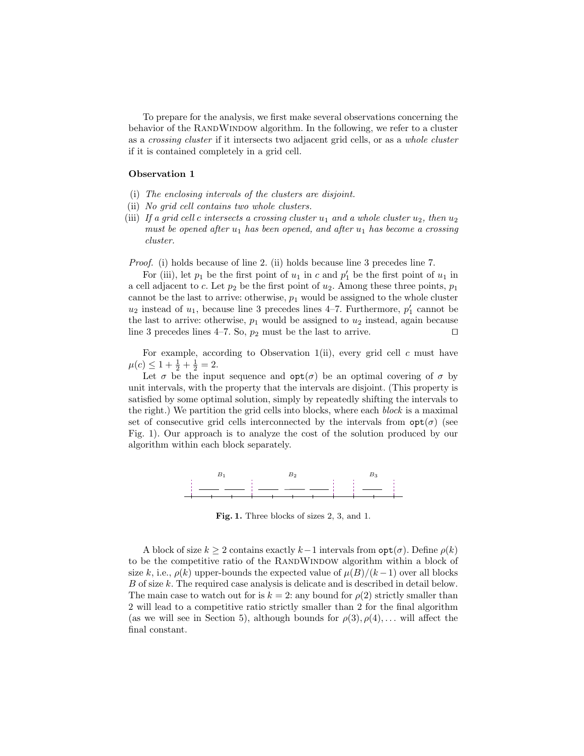To prepare for the analysis, we first make several observations concerning the behavior of the RandWindow algorithm. In the following, we refer to a cluster as a *crossing cluster* if it intersects two adjacent grid cells, or as a *whole cluster* if it is contained completely in a grid cell.

**Observation 1**

(i) *The enclosing intervals of the clusters are disjoint.*
(ii) *No grid cell contains two whole clusters.*
(iii) *If a grid cell $c$ intersects a crossing cluster $u_1$ and a whole cluster $u_2$, then $u_2$ must be opened after $u_1$ has been opened, and after $u_1$ has become a crossing cluster.*

*Proof.* (i) holds because of line 2. (ii) holds because line 3 precedes line 7.

For (iii), let $p_1$ be the first point of $u_1$ in $c$ and $p'_1$ be the first point of $u_1$ in a cell adjacent to $c$. Let $p_2$ be the first point of $u_2$. Among these three points, $p_1$ cannot be the last to arrive: otherwise, $p_1$ would be assigned to the whole cluster $u_2$ instead of $u_1$, because line 3 precedes lines 4–7. Furthermore, $p'_1$ cannot be the last to arrive: otherwise, $p_1$ would be assigned to $u_2$ instead, again because line 3 precedes lines 4–7. So, $p_2$ must be the last to arrive. ◻

For example, according to Observation 1(ii), every grid cell $c$ must have $\mu(c) \le 1 + \frac{1}{2} + \frac{1}{2} = 2$.

Let $\sigma$ be the input sequence and $\texttt{opt}(\sigma)$ be an optimal covering of $\sigma$ by unit intervals, with the property that the intervals are disjoint. (This property is satisfied by some optimal solution, simply by repeatedly shifting the intervals to the right.) We partition the grid cells into blocks, where each *block* is a maximal set of consecutive grid cells interconnected by the intervals from $\texttt{opt}(\sigma)$ (see Fig. 1). Our approach is to analyze the cost of the solution produced by our algorithm within each block separately.

**Fig. 1.** Three blocks of sizes 2, 3, and 1.

A block of size $k \ge 2$ contains exactly $k-1$ intervals from $\texttt{opt}(\sigma)$. Define $\rho(k)$ to be the competitive ratio of the RandWindow algorithm within a block of size $k$, i.e., $\rho(k)$ upper-bounds the expected value of $\mu(B)/(k-1)$ over all blocks $B$ of size $k$. The required case analysis is delicate and is described in detail below. The main case to watch out for is $k = 2$: any bound for $\rho(2)$ strictly smaller than 2 will lead to a competitive ratio strictly smaller than 2 for the final algorithm (as we will see in Section 5), although bounds for $\rho(3), \rho(4), \ldots$ will affect the final constant.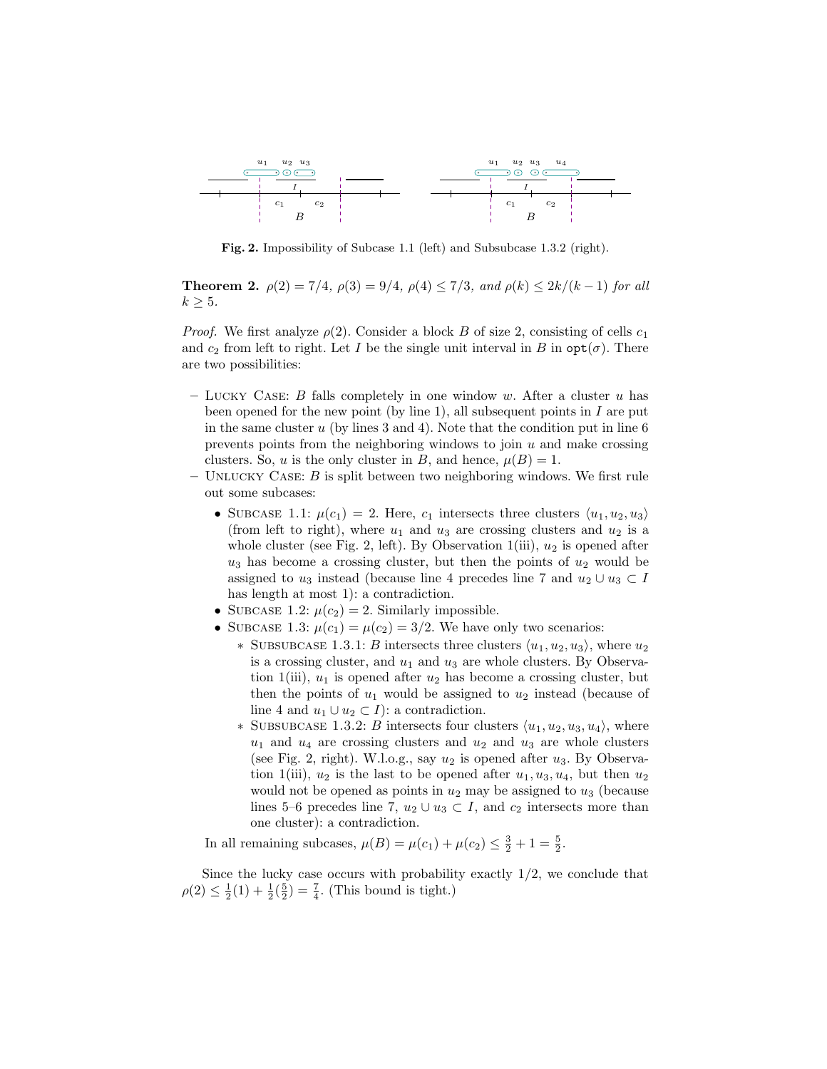**Fig. 2.** Impossibility of Subcase 1.1 (left) and Subsubcase 1.3.2 (right).

**Theorem 2.** *$\rho(2) = 7/4$, $\rho(3) = 9/4$, $\rho(4) \leq 7/3$, and $\rho(k) \leq 2k/(k-1)$ for all $k \geq 5$.*

*Proof.* We first analyze $\rho(2)$. Consider a block $B$ of size 2, consisting of cells $c_1$ and $c_2$ from left to right. Let $I$ be the single unit interval in $B$ in $\texttt{opt}(\sigma)$. There are two possibilities:

- Lucky Case: $B$ falls completely in one window $w$. After a cluster $u$ has been opened for the new point (by line 1), all subsequent points in $I$ are put in the same cluster $u$ (by lines 3 and 4). Note that the condition put in line 6 prevents points from the neighboring windows to join $u$ and make crossing clusters. So, $u$ is the only cluster in $B$, and hence, $\mu(B) = 1$.
- Unlucky Case: $B$ is split between two neighboring windows. We first rule out some subcases:
  - Subcase 1.1: $\mu(c_1) = 2$. Here, $c_1$ intersects three clusters $\langle u_1, u_2, u_3 \rangle$ (from left to right), where $u_1$ and $u_3$ are crossing clusters and $u_2$ is a whole cluster (see Fig. 2, left). By Observation 1(iii), $u_2$ is opened after $u_3$ has become a crossing cluster, but then the points of $u_2$ would be assigned to $u_3$ instead (because line 4 precedes line 7 and $u_2 \cup u_3 \subset I$ has length at most 1): a contradiction.
  - Subcase 1.2: $\mu(c_2) = 2$. Similarly impossible.
  - Subcase 1.3: $\mu(c_1) = \mu(c_2) = 3/2$. We have only two scenarios:
    - Subsubcase 1.3.1: $B$ intersects three clusters $\langle u_1, u_2, u_3 \rangle$, where $u_2$ is a crossing cluster, and $u_1$ and $u_3$ are whole clusters. By Observation 1(iii), $u_1$ is opened after $u_2$ has become a crossing cluster, but then the points of $u_1$ would be assigned to $u_2$ instead (because of line 4 and $u_1 \cup u_2 \subset I$): a contradiction.
    - Subsubcase 1.3.2: $B$ intersects four clusters $\langle u_1, u_2, u_3, u_4 \rangle$, where $u_1$ and $u_4$ are crossing clusters and $u_2$ and $u_3$ are whole clusters (see Fig. 2, right). W.l.o.g., say $u_2$ is opened after $u_3$. By Observation 1(iii), $u_2$ is the last to be opened after $u_1, u_3, u_4$, but then $u_2$ would not be opened as points in $u_2$ may be assigned to $u_3$ (because lines 5–6 precedes line 7, $u_2 \cup u_3 \subset I$, and $c_2$ intersects more than one cluster): a contradiction.

  In all remaining subcases, $\mu(B) = \mu(c_1) + \mu(c_2) \leq \frac{3}{2} + 1 = \frac{5}{2}$.

Since the lucky case occurs with probability exactly 1/2, we conclude that $\rho(2) \leq \frac{1}{2}(1) + \frac{1}{2}(\frac{5}{2}) = \frac{7}{4}$. (This bound is tight.)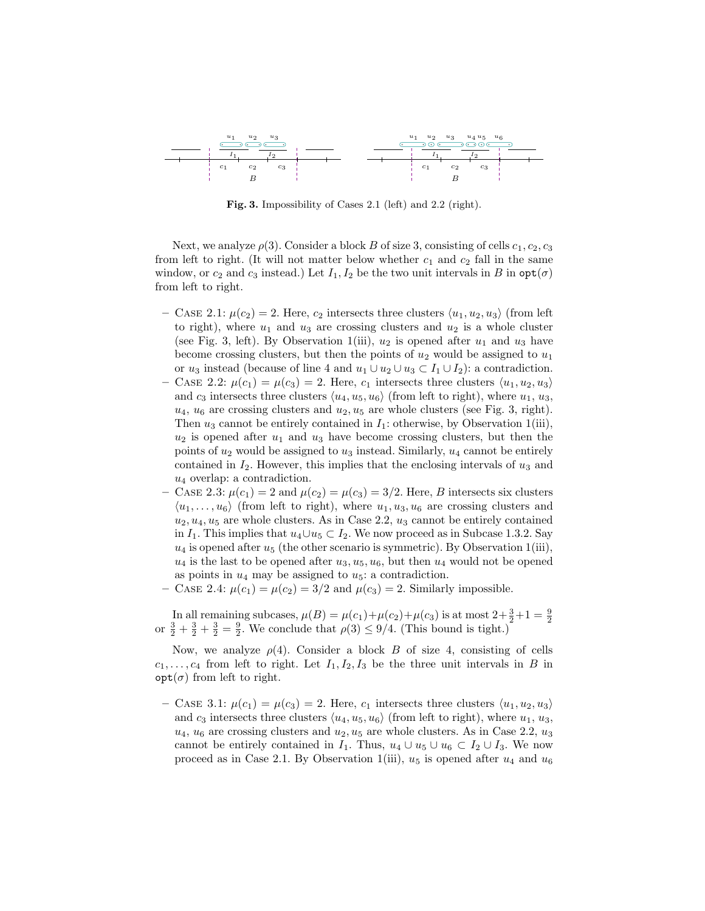**Fig. 3.** Impossibility of Cases 2.1 (left) and 2.2 (right).

Next, we analyze $\rho(3)$. Consider a block $B$ of size 3, consisting of cells $c_1, c_2, c_3$ from left to right. (It will not matter below whether $c_1$ and $c_2$ fall in the same window, or $c_2$ and $c_3$ instead.) Let $I_1, I_2$ be the two unit intervals in $B$ in $\texttt{opt}(\sigma)$ from left to right.

- Case 2.1: $\mu(c_2) = 2$. Here, $c_2$ intersects three clusters $\langle u_1, u_2, u_3 \rangle$ (from left to right), where $u_1$ and $u_3$ are crossing clusters and $u_2$ is a whole cluster (see Fig. 3, left). By Observation 1(iii), $u_2$ is opened after $u_1$ and $u_3$ have become crossing clusters, but then the points of $u_2$ would be assigned to $u_1$ or $u_3$ instead (because of line 4 and $u_1 \cup u_2 \cup u_3 \subset I_1 \cup I_2$): a contradiction.
- Case 2.2: $\mu(c_1) = \mu(c_3) = 2$. Here, $c_1$ intersects three clusters $\langle u_1, u_2, u_3 \rangle$ and $c_3$ intersects three clusters $\langle u_4, u_5, u_6 \rangle$ (from left to right), where $u_1$, $u_3$, $u_4$, $u_6$ are crossing clusters and $u_2, u_5$ are whole clusters (see Fig. 3, right). Then $u_3$ cannot be entirely contained in $I_1$: otherwise, by Observation 1(iii), $u_2$ is opened after $u_1$ and $u_3$ have become crossing clusters, but then the points of $u_2$ would be assigned to $u_3$ instead. Similarly, $u_4$ cannot be entirely contained in $I_2$. However, this implies that the enclosing intervals of $u_3$ and $u_4$ overlap: a contradiction.
- Case 2.3: $\mu(c_1) = 2$ and $\mu(c_2) = \mu(c_3) = 3/2$. Here, $B$ intersects six clusters $\langle u_1, \ldots, u_6 \rangle$ (from left to right), where $u_1, u_3, u_6$ are crossing clusters and $u_2, u_4, u_5$ are whole clusters. As in Case 2.2, $u_3$ cannot be entirely contained in $I_1$. This implies that $u_4 \cup u_5 \subset I_2$. We now proceed as in Subcase 1.3.2. Say $u_4$ is opened after $u_5$ (the other scenario is symmetric). By Observation 1(iii), $u_4$ is the last to be opened after $u_3, u_5, u_6$, but then $u_4$ would not be opened as points in $u_4$ may be assigned to $u_5$: a contradiction.
- Case 2.4: $\mu(c_1) = \mu(c_2) = 3/2$ and $\mu(c_3) = 2$. Similarly impossible.

In all remaining subcases, $\mu(B) = \mu(c_1) + \mu(c_2) + \mu(c_3)$ is at most $2 + \frac{3}{2} + 1 = \frac{9}{2}$ or $\frac{3}{2} + \frac{3}{2} + \frac{3}{2} = \frac{9}{2}$. We conclude that $\rho(3) \le 9/4$. (This bound is tight.)

Now, we analyze $\rho(4)$. Consider a block $B$ of size 4, consisting of cells $c_1, \ldots, c_4$ from left to right. Let $I_1, I_2, I_3$ be the three unit intervals in $B$ in $\texttt{opt}(\sigma)$ from left to right.

- Case 3.1: $\mu(c_1) = \mu(c_3) = 2$. Here, $c_1$ intersects three clusters $\langle u_1, u_2, u_3 \rangle$ and $c_3$ intersects three clusters $\langle u_4, u_5, u_6 \rangle$ (from left to right), where $u_1$, $u_3$, $u_4$, $u_6$ are crossing clusters and $u_2, u_5$ are whole clusters. As in Case 2.2, $u_3$ cannot be entirely contained in $I_1$. Thus, $u_4 \cup u_5 \cup u_6 \subset I_2 \cup I_3$. We now proceed as in Case 2.1. By Observation 1(iii), $u_5$ is opened after $u_4$ and $u_6$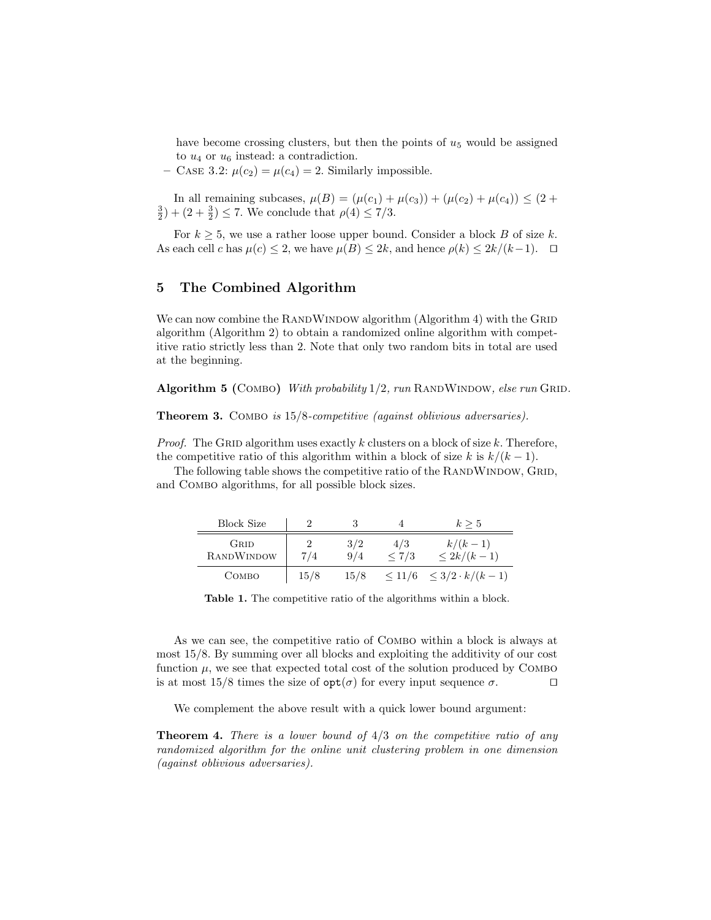have become crossing clusters, but then the points of $u_5$ would be assigned to $u_4$ or $u_6$ instead: a contradiction.

- Case 3.2: $\mu(c_2) = \mu(c_4) = 2$. Similarly impossible.

In all remaining subcases, $\mu(B) = (\mu(c_1) + \mu(c_3)) + (\mu(c_2) + \mu(c_4)) \le (2 + \frac{3}{2}) + (2 + \frac{3}{2}) \le 7$. We conclude that $\rho(4) \le 7/3$.

For $k \ge 5$, we use a rather loose upper bound. Consider a block $B$ of size $k$. As each cell $c$ has $\mu(c) \le 2$, we have $\mu(B) \le 2k$, and hence $\rho(k) \le 2k/(k-1)$. □

## 5 The Combined Algorithm

We can now combine the RandWindow algorithm (Algorithm 4) with the Grid algorithm (Algorithm 2) to obtain a randomized online algorithm with competitive ratio strictly less than 2. Note that only two random bits in total are used at the beginning.

**Algorithm 5 (Combo)** *With probability* $1/2$*, run* RandWindow*, else run* Grid*.*

**Theorem 3.** Combo *is* $15/8$*-competitive (against oblivious adversaries).*

*Proof.* The Grid algorithm uses exactly $k$ clusters on a block of size $k$. Therefore, the competitive ratio of this algorithm within a block of size $k$ is $k/(k-1)$.

The following table shows the competitive ratio of the RandWindow, Grid, and Combo algorithms, for all possible block sizes.

| Block Size | 2 | 3 | 4 | $k \ge 5$ |
|---|---|---|---|---|
| Grid | 2 | 3/2 | 4/3 | $k/(k-1)$ |
| RandWindow | 7/4 | 9/4 | $\le 7/3$ | $\le 2k/(k-1)$ |
| Combo | 15/8 | 15/8 | $\le 11/6$ | $\le 3/2 \cdot k/(k-1)$ |

**Table 1.** The competitive ratio of the algorithms within a block.

As we can see, the competitive ratio of Combo within a block is always at most 15/8. By summing over all blocks and exploiting the additivity of our cost function $\mu$, we see that expected total cost of the solution produced by Combo is at most 15/8 times the size of $\texttt{opt}(\sigma)$ for every input sequence $\sigma$. □

We complement the above result with a quick lower bound argument:

**Theorem 4.** *There is a lower bound of* $4/3$ *on the competitive ratio of any randomized algorithm for the online unit clustering problem in one dimension (against oblivious adversaries).*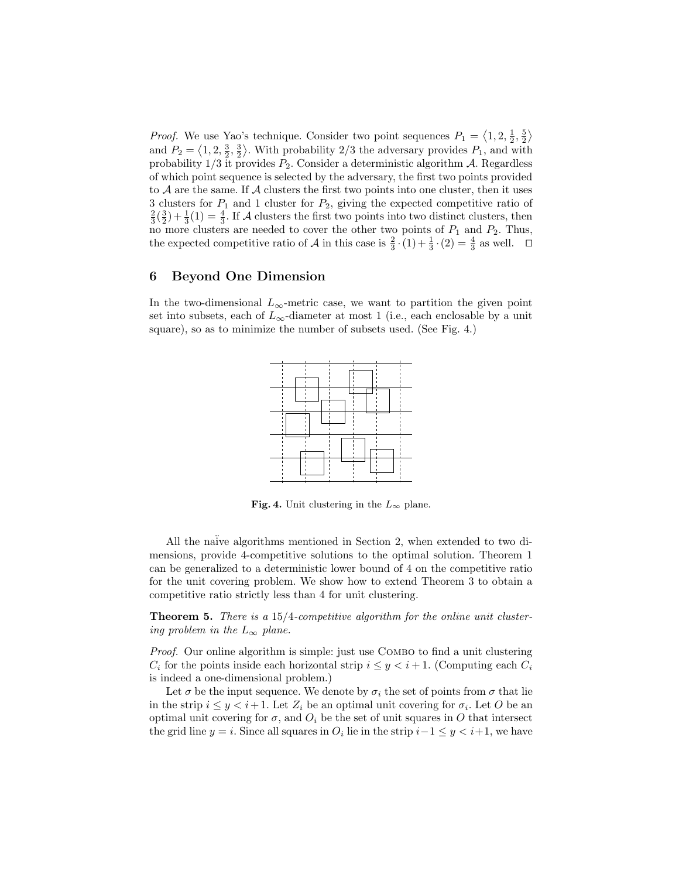*Proof.* We use Yao's technique. Consider two point sequences $P_1 = \langle 1, 2, \frac{1}{2}, \frac{5}{2} \rangle$ and $P_2 = \langle 1, 2, \frac{3}{2}, \frac{3}{2} \rangle$. With probability 2/3 the adversary provides $P_1$, and with probability 1/3 it provides $P_2$. Consider a deterministic algorithm $\mathcal{A}$. Regardless of which point sequence is selected by the adversary, the first two points provided to $\mathcal{A}$ are the same. If $\mathcal{A}$ clusters the first two points into one cluster, then it uses 3 clusters for $P_1$ and 1 cluster for $P_2$, giving the expected competitive ratio of $\frac{2}{3}(\frac{3}{2}) + \frac{1}{3}(1) = \frac{4}{3}$. If $\mathcal{A}$ clusters the first two points into two distinct clusters, then no more clusters are needed to cover the other two points of $P_1$ and $P_2$. Thus, the expected competitive ratio of $\mathcal{A}$ in this case is $\frac{2}{3} \cdot (1) + \frac{1}{3} \cdot (2) = \frac{4}{3}$ as well. □

## 6 Beyond One Dimension

In the two-dimensional $L_\infty$-metric case, we want to partition the given point set into subsets, each of $L_\infty$-diameter at most 1 (i.e., each enclosable by a unit square), so as to minimize the number of subsets used. (See Fig. 4.)

**Fig. 4.** Unit clustering in the $L_\infty$ plane.

All the naïve algorithms mentioned in Section 2, when extended to two dimensions, provide 4-competitive solutions to the optimal solution. Theorem 1 can be generalized to a deterministic lower bound of 4 on the competitive ratio for the unit covering problem. We show how to extend Theorem 3 to obtain a competitive ratio strictly less than 4 for unit clustering.

**Theorem 5.** *There is a 15/4-competitive algorithm for the online unit clustering problem in the $L_\infty$ plane.*

*Proof.* Our online algorithm is simple: just use COMBO to find a unit clustering $C_i$ for the points inside each horizontal strip $i \le y < i+1$. (Computing each $C_i$ is indeed a one-dimensional problem.)

Let $\sigma$ be the input sequence. We denote by $\sigma_i$ the set of points from $\sigma$ that lie in the strip $i \le y < i+1$. Let $Z_i$ be an optimal unit covering for $\sigma_i$. Let $O$ be an optimal unit covering for $\sigma$, and $O_i$ be the set of unit squares in $O$ that intersect the grid line $y = i$. Since all squares in $O_i$ lie in the strip $i-1 \le y < i+1$, we have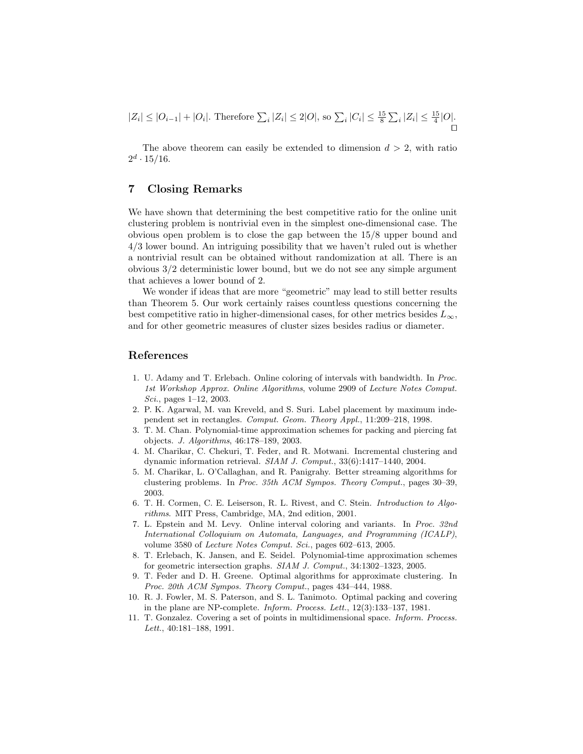$|Z_i| \leq |O_{i-1}| + |O_i|$. Therefore $\sum_i |Z_i| \leq 2|O|$, so $\sum_i |C_i| \leq \frac{15}{8} \sum_i |Z_i| \leq \frac{15}{4}|O|$. □

The above theorem can easily be extended to dimension $d > 2$, with ratio $2^d \cdot 15/16$.

## 7 Closing Remarks

We have shown that determining the best competitive ratio for the online unit clustering problem is nontrivial even in the simplest one-dimensional case. The obvious open problem is to close the gap between the 15/8 upper bound and 4/3 lower bound. An intriguing possibility that we haven't ruled out is whether a nontrivial result can be obtained without randomization at all. There is an obvious 3/2 deterministic lower bound, but we do not see any simple argument that achieves a lower bound of 2.

We wonder if ideas that are more "geometric" may lead to still better results than Theorem 5. Our work certainly raises countless questions concerning the best competitive ratio in higher-dimensional cases, for other metrics besides $L_\infty$, and for other geometric measures of cluster sizes besides radius or diameter.

## References

1. U. Adamy and T. Erlebach. Online coloring of intervals with bandwidth. In *Proc. 1st Workshop Approx. Online Algorithms*, volume 2909 of *Lecture Notes Comput. Sci.*, pages 1–12, 2003.
2. P. K. Agarwal, M. van Kreveld, and S. Suri. Label placement by maximum independent set in rectangles. *Comput. Geom. Theory Appl.*, 11:209–218, 1998.
3. T. M. Chan. Polynomial-time approximation schemes for packing and piercing fat objects. *J. Algorithms*, 46:178–189, 2003.
4. M. Charikar, C. Chekuri, T. Feder, and R. Motwani. Incremental clustering and dynamic information retrieval. *SIAM J. Comput.*, 33(6):1417–1440, 2004.
5. M. Charikar, L. O'Callaghan, and R. Panigrahy. Better streaming algorithms for clustering problems. In *Proc. 35th ACM Sympos. Theory Comput.*, pages 30–39, 2003.
6. T. H. Cormen, C. E. Leiserson, R. L. Rivest, and C. Stein. *Introduction to Algorithms*. MIT Press, Cambridge, MA, 2nd edition, 2001.
7. L. Epstein and M. Levy. Online interval coloring and variants. In *Proc. 32nd International Colloquium on Automata, Languages, and Programming (ICALP)*, volume 3580 of *Lecture Notes Comput. Sci.*, pages 602–613, 2005.
8. T. Erlebach, K. Jansen, and E. Seidel. Polynomial-time approximation schemes for geometric intersection graphs. *SIAM J. Comput.*, 34:1302–1323, 2005.
9. T. Feder and D. H. Greene. Optimal algorithms for approximate clustering. In *Proc. 20th ACM Sympos. Theory Comput.*, pages 434–444, 1988.
10. R. J. Fowler, M. S. Paterson, and S. L. Tanimoto. Optimal packing and covering in the plane are NP-complete. *Inform. Process. Lett.*, 12(3):133–137, 1981.
11. T. Gonzalez. Covering a set of points in multidimensional space. *Inform. Process. Lett.*, 40:181–188, 1991.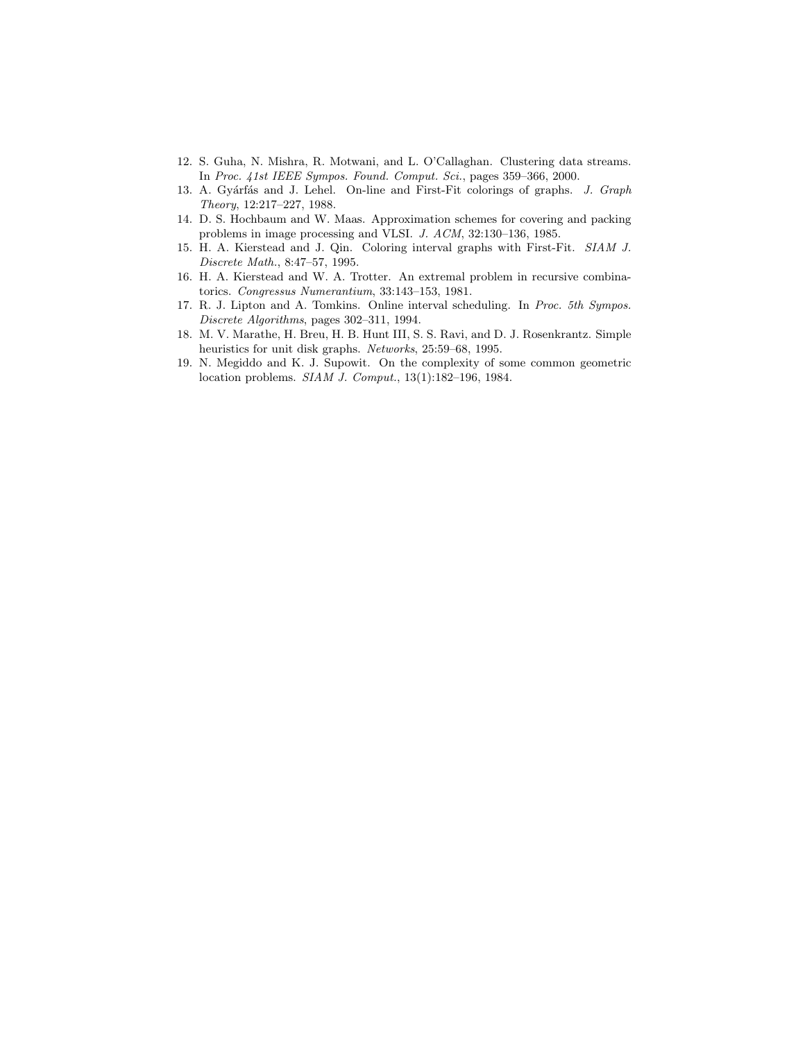12. S. Guha, N. Mishra, R. Motwani, and L. O'Callaghan. Clustering data streams. In *Proc. 41st IEEE Sympos. Found. Comput. Sci.*, pages 359–366, 2000.
13. A. Gyárfás and J. Lehel. On-line and First-Fit colorings of graphs. *J. Graph Theory*, 12:217–227, 1988.
14. D. S. Hochbaum and W. Maas. Approximation schemes for covering and packing problems in image processing and VLSI. *J. ACM*, 32:130–136, 1985.
15. H. A. Kierstead and J. Qin. Coloring interval graphs with First-Fit. *SIAM J. Discrete Math.*, 8:47–57, 1995.
16. H. A. Kierstead and W. A. Trotter. An extremal problem in recursive combinatorics. *Congressus Numerantium*, 33:143–153, 1981.
17. R. J. Lipton and A. Tomkins. Online interval scheduling. In *Proc. 5th Sympos. Discrete Algorithms*, pages 302–311, 1994.
18. M. V. Marathe, H. Breu, H. B. Hunt III, S. S. Ravi, and D. J. Rosenkrantz. Simple heuristics for unit disk graphs. *Networks*, 25:59–68, 1995.
19. N. Megiddo and K. J. Supowit. On the complexity of some common geometric location problems. *SIAM J. Comput.*, 13(1):182–196, 1984.